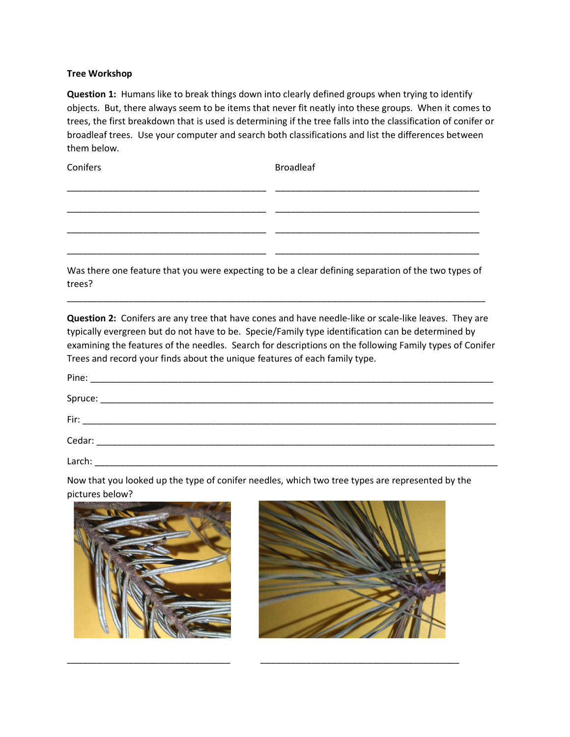**Tree Workshop**

**Question 1:** Humans like to break things down into clearly defined groups when trying to identify objects. But, there always seem to be items that never fit neatly into these groups. When it comes to trees, the first breakdown that is used is determining if the tree falls into the classification of conifer or broadleaf trees. Use your computer and search both classifications and list the differences between them below.

| Conifers | Broadleaf |
| --- | --- |
| ________________________________________ | ________________________________________ |
| ________________________________________ | ________________________________________ |
| ________________________________________ | ________________________________________ |
| ________________________________________ | ________________________________________ |

Was there one feature that you were expecting to be a clear defining separation of the two types of trees?

_____________________________________________________________________________________

**Question 2:** Conifers are any tree that have cones and have needle-like or scale-like leaves. They are typically evergreen but do not have to be. Specie/Family type identification can be determined by examining the features of the needles. Search for descriptions on the following Family types of Conifer Trees and record your finds about the unique features of each family type.

Pine: _________________________________________________________________________________

Spruce: _______________________________________________________________________________

Fir: __________________________________________________________________________________

Cedar: ________________________________________________________________________________

Larch: ________________________________________________________________________________

Now that you looked up the type of conifer needles, which two tree types are represented by the pictures below?

_________________________________ _________________________________________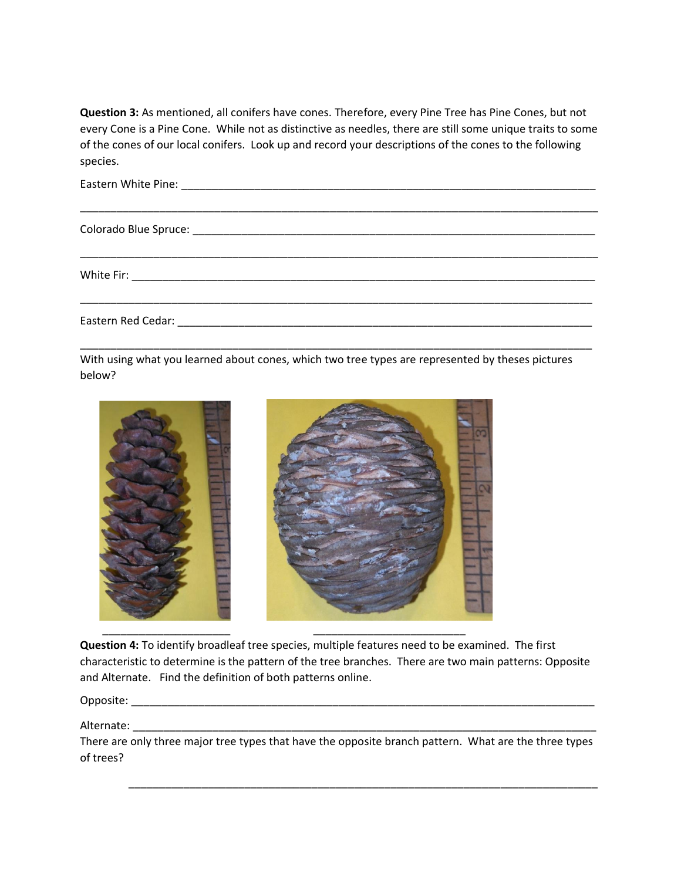**Question 3:** As mentioned, all conifers have cones. Therefore, every Pine Tree has Pine Cones, but not every Cone is a Pine Cone. While not as distinctive as needles, there are still some unique traits to some of the cones of our local conifers. Look up and record your descriptions of the cones to the following species.

Eastern White Pine: ______________________________________________________________________

__________________________________________________________________________________________

Colorado Blue Spruce: ____________________________________________________________________

__________________________________________________________________________________________

White Fir: _______________________________________________________________________________

__________________________________________________________________________________________

Eastern Red Cedar: _______________________________________________________________________

__________________________________________________________________________________________

With using what you learned about cones, which two tree types are represented by theses pictures below?

____________________ ________________________

**Question 4:** To identify broadleaf tree species, multiple features need to be examined. The first characteristic to determine is the pattern of the tree branches. There are two main patterns: Opposite and Alternate. Find the definition of both patterns online.

Opposite: ________________________________________________________________________________

Alternate: _______________________________________________________________________________

There are only three major tree types that have the opposite branch pattern. What are the three types of trees?

__________________________________________________________________________________________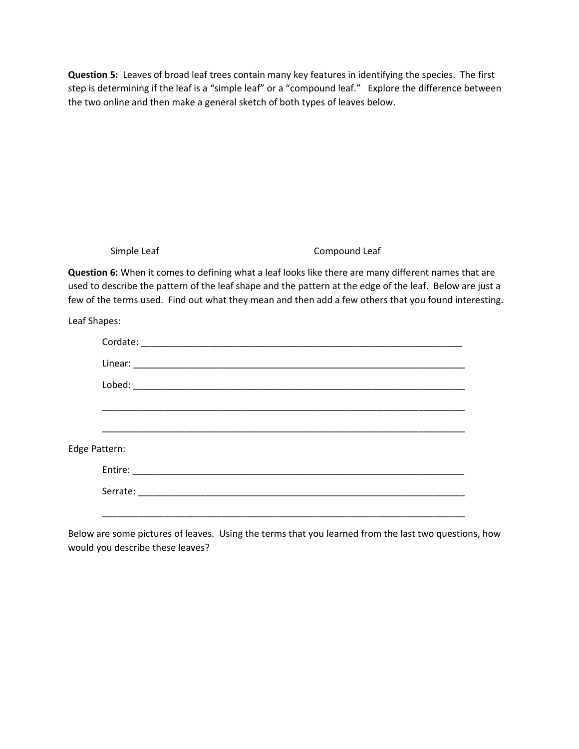**Question 5:** Leaves of broad leaf trees contain many key features in identifying the species. The first step is determining if the leaf is a "simple leaf" or a "compound leaf." Explore the difference between the two online and then make a general sketch of both types of leaves below.

Simple Leaf                                        Compound Leaf

**Question 6:** When it comes to defining what a leaf looks like there are many different names that are used to describe the pattern of the leaf shape and the pattern at the edge of the leaf. Below are just a few of the terms used. Find out what they mean and then add a few others that you found interesting.

Leaf Shapes:

Cordate: ________________________________________________________________

Linear: _________________________________________________________________

Lobed: _________________________________________________________________

________________________________________________________________________

________________________________________________________________________

Edge Pattern:

Entire: _________________________________________________________________

Serrate: ________________________________________________________________

________________________________________________________________________

Below are some pictures of leaves. Using the terms that you learned from the last two questions, how would you describe these leaves?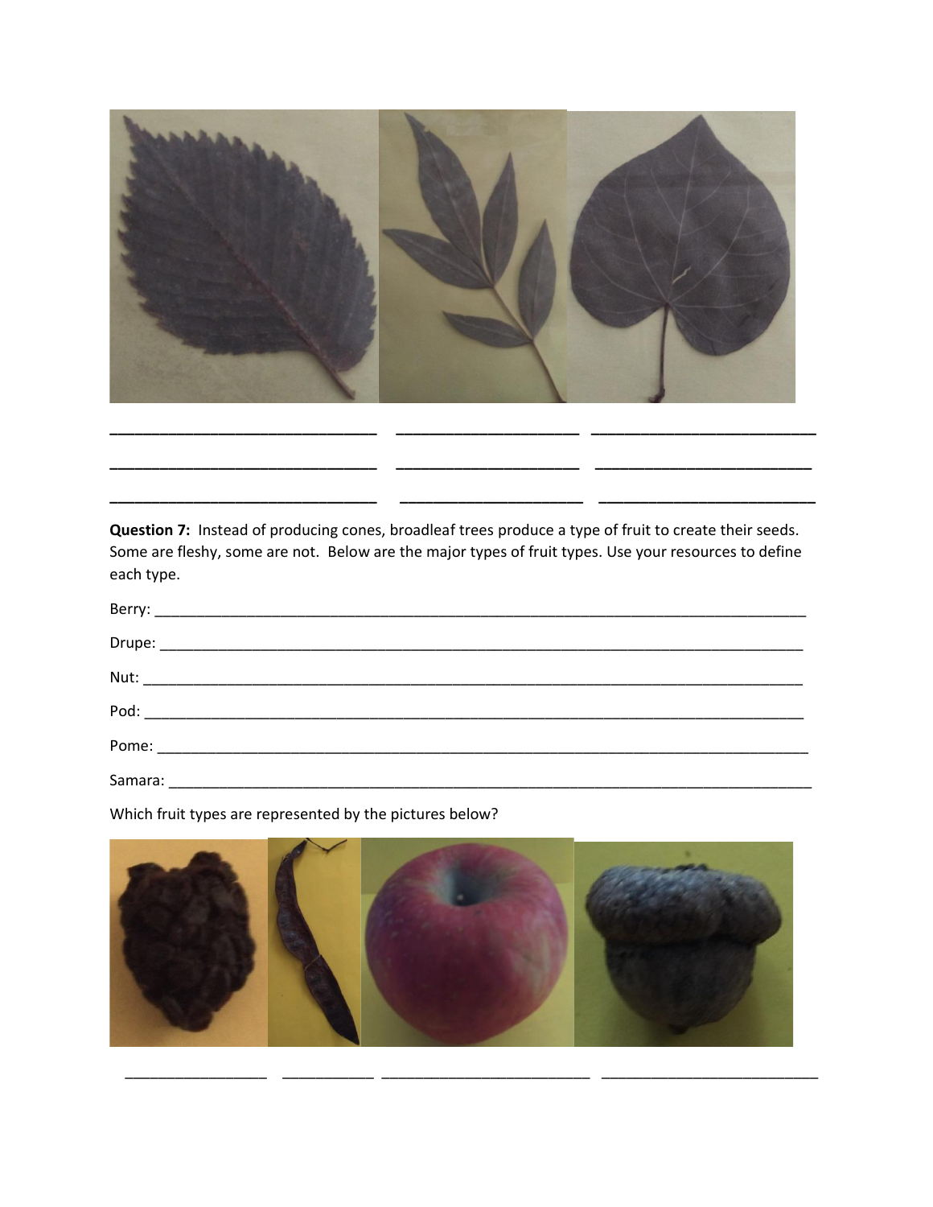______________________________ ____________________ ________________________

______________________________ ____________________ ________________________

______________________________ ____________________ ________________________

**Question 7:** Instead of producing cones, broadleaf trees produce a type of fruit to create their seeds. Some are fleshy, some are not. Below are the major types of fruit types. Use your resources to define each type.

Berry: ______________________________________________________________________________

Drupe: ______________________________________________________________________________

Nut: ________________________________________________________________________________

Pod: ________________________________________________________________________________

Pome: ______________________________________________________________________________

Samara: _____________________________________________________________________________

Which fruit types are represented by the pictures below?

________________ __________ ______________________ ________________________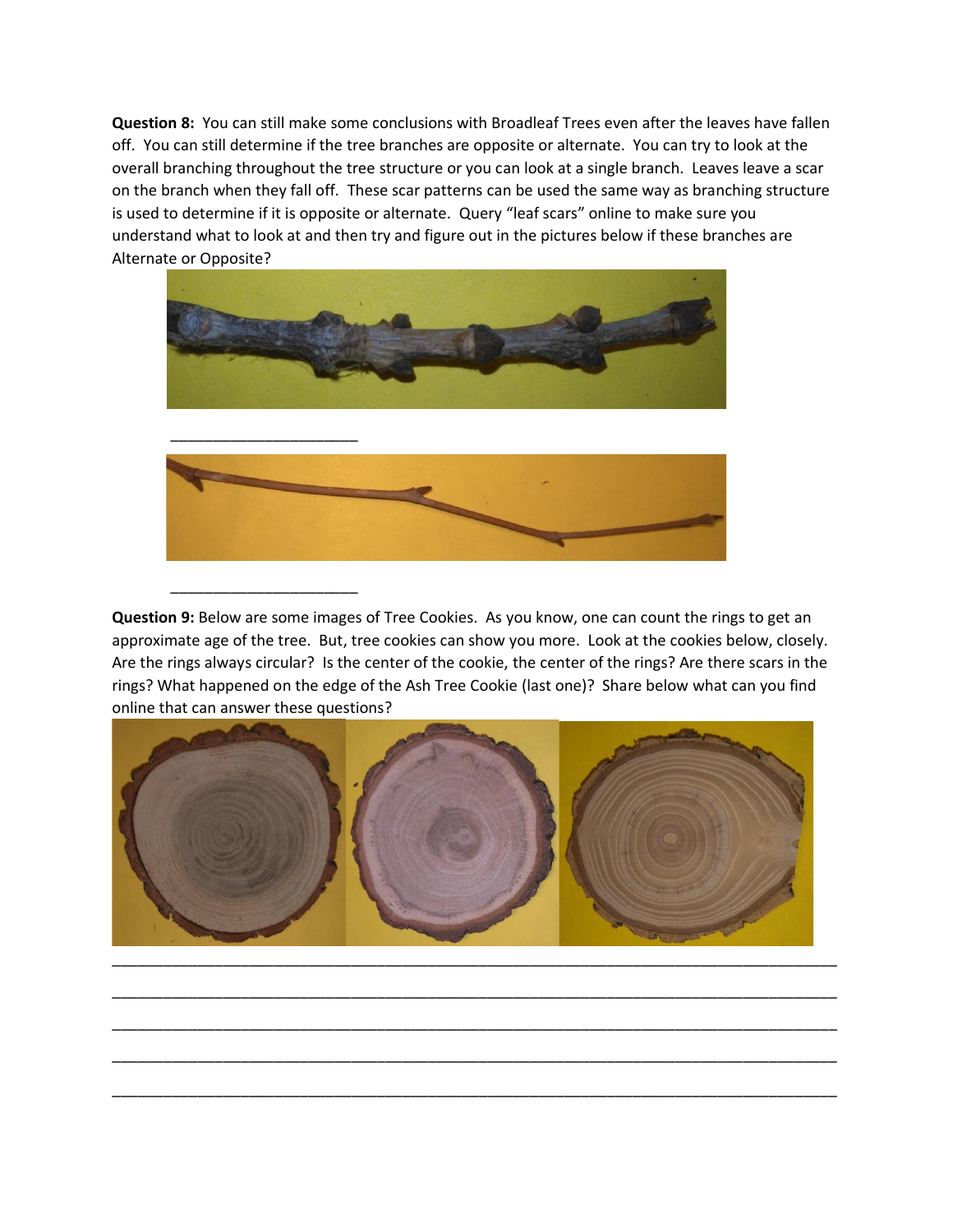**Question 8:** You can still make some conclusions with Broadleaf Trees even after the leaves have fallen off. You can still determine if the tree branches are opposite or alternate. You can try to look at the overall branching throughout the tree structure or you can look at a single branch. Leaves leave a scar on the branch when they fall off. These scar patterns can be used the same way as branching structure is used to determine if it is opposite or alternate. Query "leaf scars" online to make sure you understand what to look at and then try and figure out in the pictures below if these branches are Alternate or Opposite?

______________________

______________________

**Question 9:** Below are some images of Tree Cookies. As you know, one can count the rings to get an approximate age of the tree. But, tree cookies can show you more. Look at the cookies below, closely. Are the rings always circular? Is the center of the cookie, the center of the rings? Are there scars in the rings? What happened on the edge of the Ash Tree Cookie (last one)? Share below what can you find online that can answer these questions?

________________________________________________________________________________

________________________________________________________________________________

________________________________________________________________________________

________________________________________________________________________________

________________________________________________________________________________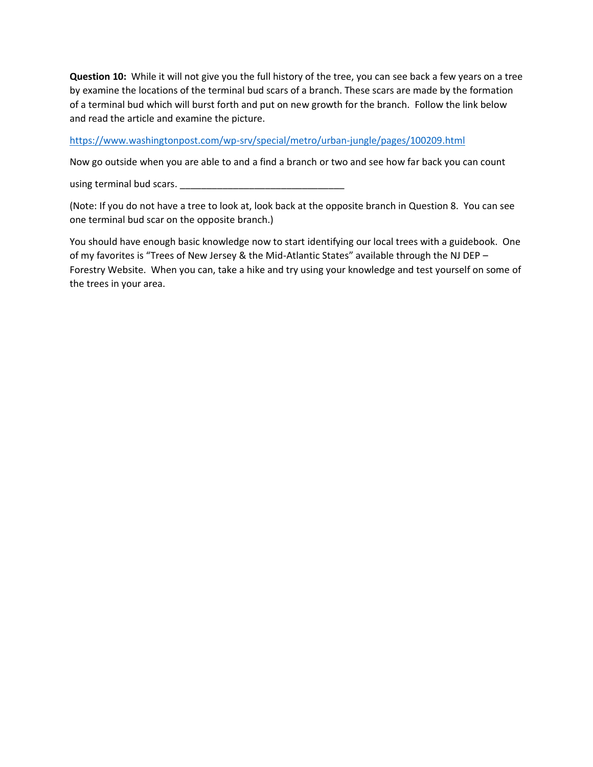**Question 10:** While it will not give you the full history of the tree, you can see back a few years on a tree by examine the locations of the terminal bud scars of a branch. These scars are made by the formation of a terminal bud which will burst forth and put on new growth for the branch. Follow the link below and read the article and examine the picture.

https://www.washingtonpost.com/wp-srv/special/metro/urban-jungle/pages/100209.html

Now go outside when you are able to and a find a branch or two and see how far back you can count

using terminal bud scars. ______________________________

(Note: If you do not have a tree to look at, look back at the opposite branch in Question 8. You can see one terminal bud scar on the opposite branch.)

You should have enough basic knowledge now to start identifying our local trees with a guidebook. One of my favorites is "Trees of New Jersey & the Mid-Atlantic States" available through the NJ DEP – Forestry Website. When you can, take a hike and try using your knowledge and test yourself on some of the trees in your area.